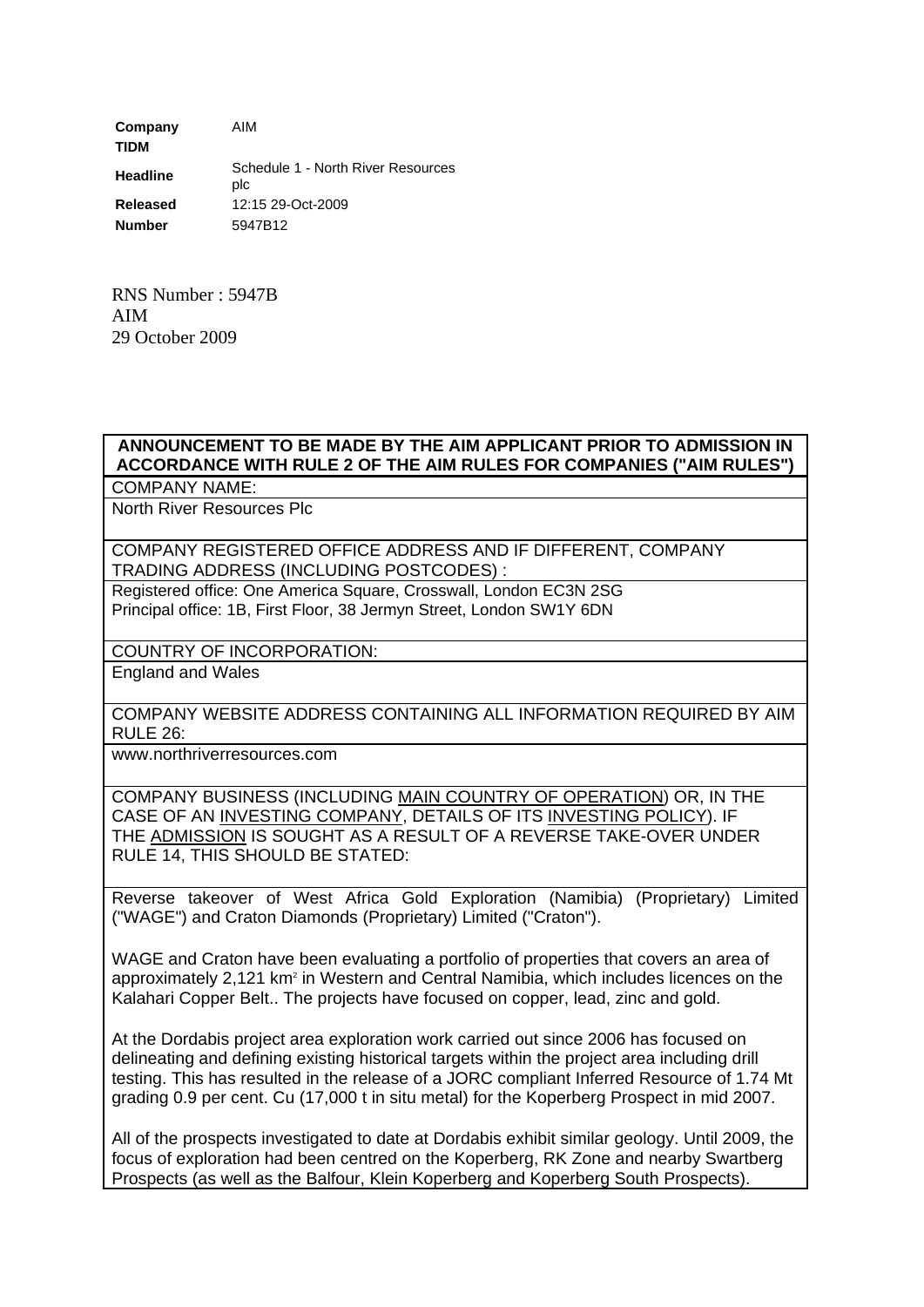| | |
|---|---|
| **Company** | AIM |
| **TIDM** | |
| **Headline** | Schedule 1 - North River Resources plc |
| **Released** | 12:15 29-Oct-2009 |
| **Number** | 5947B12 |

RNS Number : 5947B
AIM
29 October 2009

**ANNOUNCEMENT TO BE MADE BY THE AIM APPLICANT PRIOR TO ADMISSION IN ACCORDANCE WITH RULE 2 OF THE AIM RULES FOR COMPANIES ("AIM RULES")**

COMPANY NAME:

North River Resources Plc

COMPANY REGISTERED OFFICE ADDRESS AND IF DIFFERENT, COMPANY TRADING ADDRESS (INCLUDING POSTCODES) :

Registered office: One America Square, Crosswall, London EC3N 2SG
Principal office: 1B, First Floor, 38 Jermyn Street, London SW1Y 6DN

COUNTRY OF INCORPORATION:

England and Wales

COMPANY WEBSITE ADDRESS CONTAINING ALL INFORMATION REQUIRED BY AIM RULE 26:

www.northriverresources.com

COMPANY BUSINESS (INCLUDING MAIN COUNTRY OF OPERATION) OR, IN THE CASE OF AN INVESTING COMPANY, DETAILS OF ITS INVESTING POLICY). IF THE ADMISSION IS SOUGHT AS A RESULT OF A REVERSE TAKE-OVER UNDER RULE 14, THIS SHOULD BE STATED:

Reverse takeover of West Africa Gold Exploration (Namibia) (Proprietary) Limited ("WAGE") and Craton Diamonds (Proprietary) Limited ("Craton").

WAGE and Craton have been evaluating a portfolio of properties that covers an area of approximately 2,121 km$^2$ in Western and Central Namibia, which includes licences on the Kalahari Copper Belt.. The projects have focused on copper, lead, zinc and gold.

At the Dordabis project area exploration work carried out since 2006 has focused on delineating and defining existing historical targets within the project area including drill testing. This has resulted in the release of a JORC compliant Inferred Resource of 1.74 Mt grading 0.9 per cent. Cu (17,000 t in situ metal) for the Koperberg Prospect in mid 2007.

All of the prospects investigated to date at Dordabis exhibit similar geology. Until 2009, the focus of exploration had been centred on the Koperberg, RK Zone and nearby Swartberg Prospects (as well as the Balfour, Klein Koperberg and Koperberg South Prospects).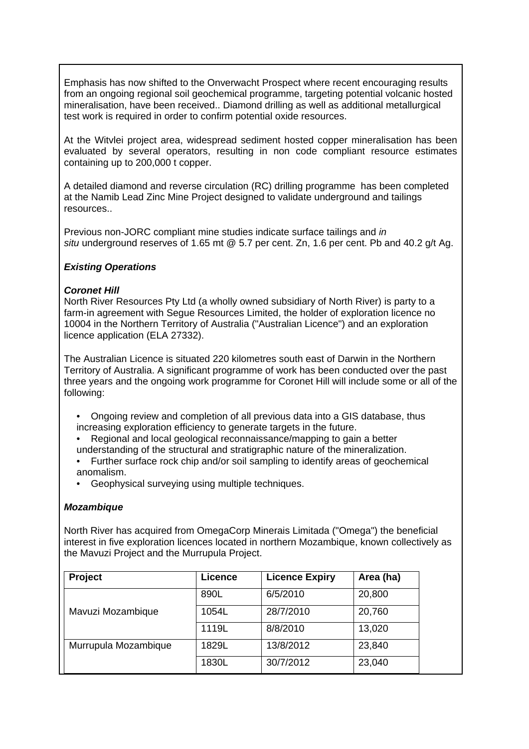Emphasis has now shifted to the Onverwacht Prospect where recent encouraging results from an ongoing regional soil geochemical programme, targeting potential volcanic hosted mineralisation, have been received.. Diamond drilling as well as additional metallurgical test work is required in order to confirm potential oxide resources.

At the Witvlei project area, widespread sediment hosted copper mineralisation has been evaluated by several operators, resulting in non code compliant resource estimates containing up to 200,000 t copper.

A detailed diamond and reverse circulation (RC) drilling programme has been completed at the Namib Lead Zinc Mine Project designed to validate underground and tailings resources..

Previous non-JORC compliant mine studies indicate surface tailings and *in situ* underground reserves of 1.65 mt @ 5.7 per cent. Zn, 1.6 per cent. Pb and 40.2 g/t Ag.

***Existing Operations***

***Coronet Hill***

North River Resources Pty Ltd (a wholly owned subsidiary of North River) is party to a farm-in agreement with Segue Resources Limited, the holder of exploration licence no 10004 in the Northern Territory of Australia ("Australian Licence") and an exploration licence application (ELA 27332).

The Australian Licence is situated 220 kilometres south east of Darwin in the Northern Territory of Australia. A significant programme of work has been conducted over the past three years and the ongoing work programme for Coronet Hill will include some or all of the following:

- Ongoing review and completion of all previous data into a GIS database, thus increasing exploration efficiency to generate targets in the future.
- Regional and local geological reconnaissance/mapping to gain a better understanding of the structural and stratigraphic nature of the mineralization.
- Further surface rock chip and/or soil sampling to identify areas of geochemical anomalism.
- Geophysical surveying using multiple techniques.

***Mozambique***

North River has acquired from OmegaCorp Minerais Limitada ("Omega") the beneficial interest in five exploration licences located in northern Mozambique, known collectively as the Mavuzi Project and the Murrupula Project.

| Project | Licence | Licence Expiry | Area (ha) |
|---|---|---|---|
| Mavuzi Mozambique | 890L | 6/5/2010 | 20,800 |
| | 1054L | 28/7/2010 | 20,760 |
| | 1119L | 8/8/2010 | 13,020 |
| Murrupula Mozambique | 1829L | 13/8/2012 | 23,840 |
| | 1830L | 30/7/2012 | 23,040 |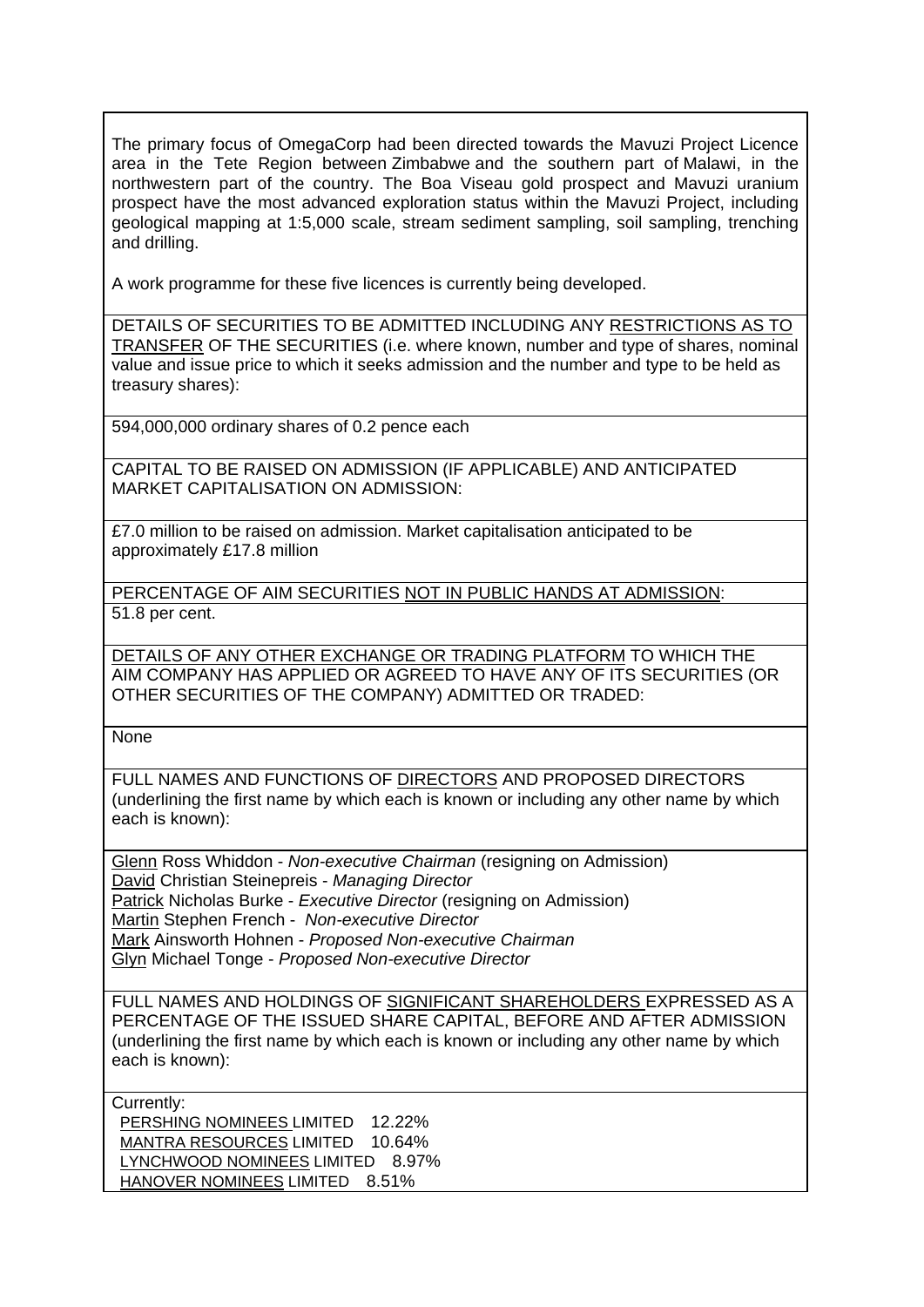The primary focus of OmegaCorp had been directed towards the Mavuzi Project Licence area in the Tete Region between Zimbabwe and the southern part of Malawi, in the northwestern part of the country. The Boa Viseau gold prospect and Mavuzi uranium prospect have the most advanced exploration status within the Mavuzi Project, including geological mapping at 1:5,000 scale, stream sediment sampling, soil sampling, trenching and drilling.

A work programme for these five licences is currently being developed.

DETAILS OF SECURITIES TO BE ADMITTED INCLUDING ANY RESTRICTIONS AS TO TRANSFER OF THE SECURITIES (i.e. where known, number and type of shares, nominal value and issue price to which it seeks admission and the number and type to be held as treasury shares):

594,000,000 ordinary shares of 0.2 pence each

CAPITAL TO BE RAISED ON ADMISSION (IF APPLICABLE) AND ANTICIPATED MARKET CAPITALISATION ON ADMISSION:

£7.0 million to be raised on admission. Market capitalisation anticipated to be approximately £17.8 million

PERCENTAGE OF AIM SECURITIES NOT IN PUBLIC HANDS AT ADMISSION:

51.8 per cent.

DETAILS OF ANY OTHER EXCHANGE OR TRADING PLATFORM TO WHICH THE AIM COMPANY HAS APPLIED OR AGREED TO HAVE ANY OF ITS SECURITIES (OR OTHER SECURITIES OF THE COMPANY) ADMITTED OR TRADED:

None

FULL NAMES AND FUNCTIONS OF DIRECTORS AND PROPOSED DIRECTORS (underlining the first name by which each is known or including any other name by which each is known):

Glenn Ross Whiddon - *Non-executive Chairman* (resigning on Admission)
David Christian Steinepreis - *Managing Director*
Patrick Nicholas Burke - *Executive Director* (resigning on Admission)
Martin Stephen French - *Non-executive Director*
Mark Ainsworth Hohnen - *Proposed Non-executive Chairman*
Glyn Michael Tonge - *Proposed Non-executive Director*

FULL NAMES AND HOLDINGS OF SIGNIFICANT SHAREHOLDERS EXPRESSED AS A PERCENTAGE OF THE ISSUED SHARE CAPITAL, BEFORE AND AFTER ADMISSION (underlining the first name by which each is known or including any other name by which each is known):

Currently:

| | |
|---|---|
| PERSHING NOMINEES LIMITED | 12.22% |
| MANTRA RESOURCES LIMITED | 10.64% |
| LYNCHWOOD NOMINEES LIMITED | 8.97% |
| HANOVER NOMINEES LIMITED | 8.51% |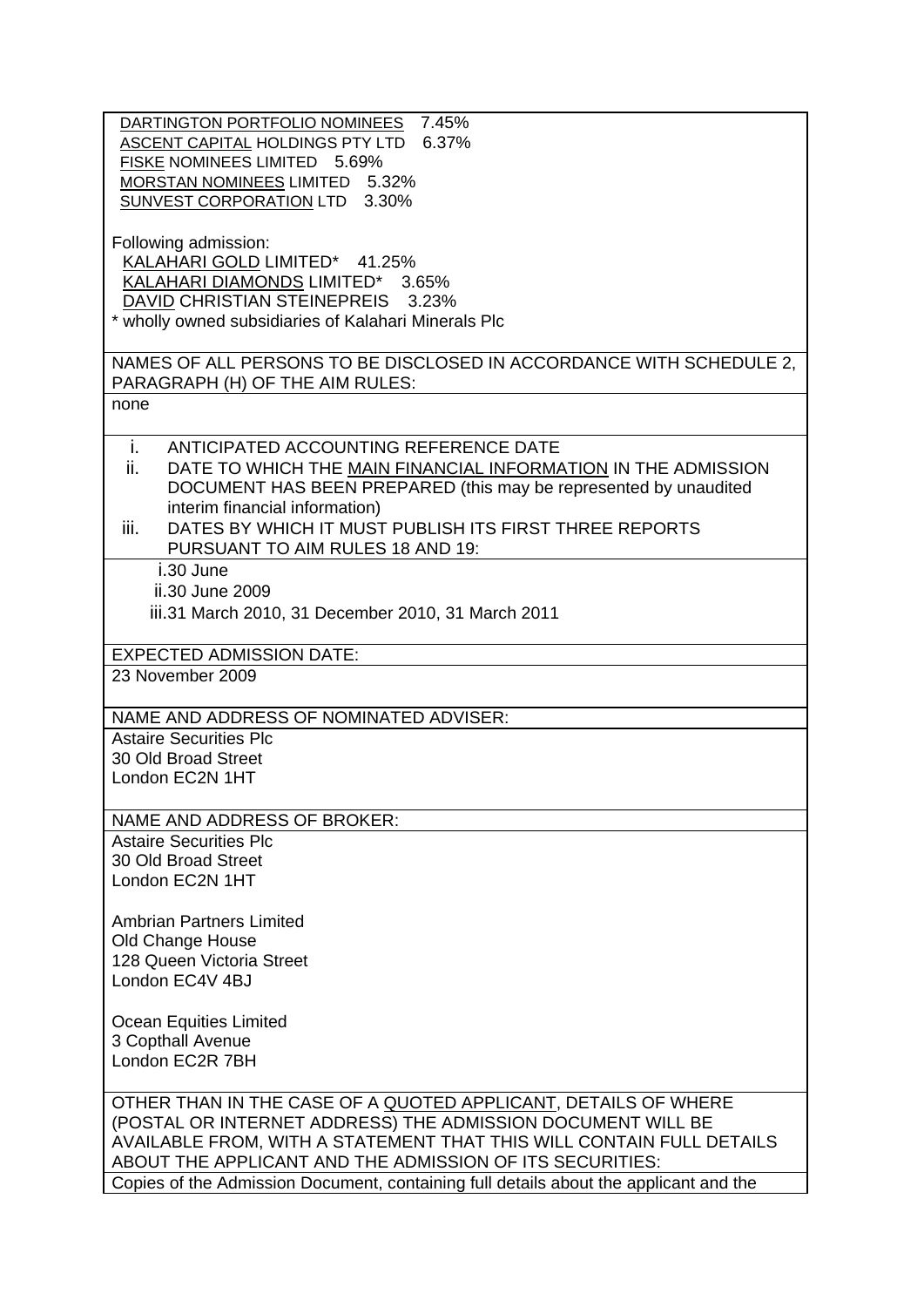DARTINGTON PORTFOLIO NOMINEES 7.45%
ASCENT CAPITAL HOLDINGS PTY LTD 6.37%
FISKE NOMINEES LIMITED 5.69%
MORSTAN NOMINEES LIMITED 5.32%
SUNVEST CORPORATION LTD 3.30%

Following admission:
KALAHARI GOLD LIMITED* 41.25%
KALAHARI DIAMONDS LIMITED* 3.65%
DAVID CHRISTIAN STEINEPREIS 3.23%
* wholly owned subsidiaries of Kalahari Minerals Plc

NAMES OF ALL PERSONS TO BE DISCLOSED IN ACCORDANCE WITH SCHEDULE 2, PARAGRAPH (H) OF THE AIM RULES:

none

i. ANTICIPATED ACCOUNTING REFERENCE DATE
ii. DATE TO WHICH THE MAIN FINANCIAL INFORMATION IN THE ADMISSION DOCUMENT HAS BEEN PREPARED (this may be represented by unaudited interim financial information)
iii. DATES BY WHICH IT MUST PUBLISH ITS FIRST THREE REPORTS PURSUANT TO AIM RULES 18 AND 19:

i. 30 June
ii. 30 June 2009
iii. 31 March 2010, 31 December 2010, 31 March 2011

EXPECTED ADMISSION DATE:

23 November 2009

NAME AND ADDRESS OF NOMINATED ADVISER:

Astaire Securities Plc
30 Old Broad Street
London EC2N 1HT

NAME AND ADDRESS OF BROKER:

Astaire Securities Plc
30 Old Broad Street
London EC2N 1HT

Ambrian Partners Limited
Old Change House
128 Queen Victoria Street
London EC4V 4BJ

Ocean Equities Limited
3 Copthall Avenue
London EC2R 7BH

OTHER THAN IN THE CASE OF A QUOTED APPLICANT, DETAILS OF WHERE (POSTAL OR INTERNET ADDRESS) THE ADMISSION DOCUMENT WILL BE AVAILABLE FROM, WITH A STATEMENT THAT THIS WILL CONTAIN FULL DETAILS ABOUT THE APPLICANT AND THE ADMISSION OF ITS SECURITIES:

Copies of the Admission Document, containing full details about the applicant and the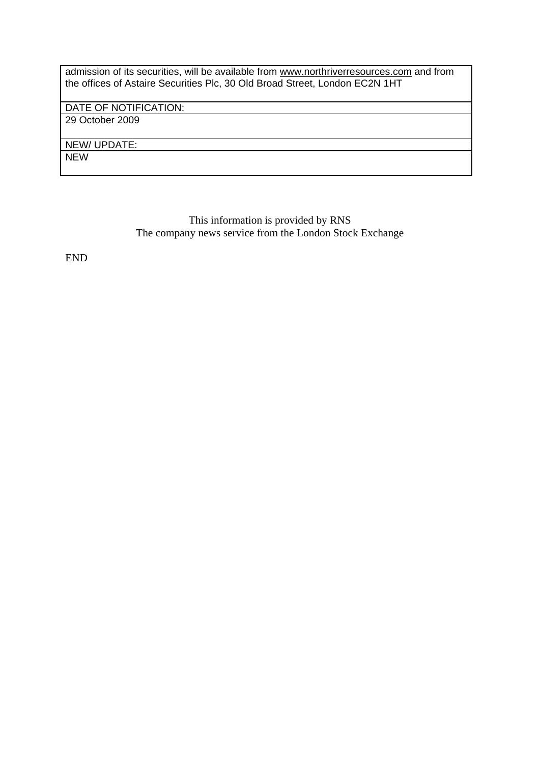| |
|---|
| admission of its securities, will be available from www.northriverresources.com and from the offices of Astaire Securities Plc, 30 Old Broad Street, London EC2N 1HT |
| DATE OF NOTIFICATION: |
| 29 October 2009 |
| NEW/ UPDATE: |
| NEW |

This information is provided by RNS
The company news service from the London Stock Exchange

END